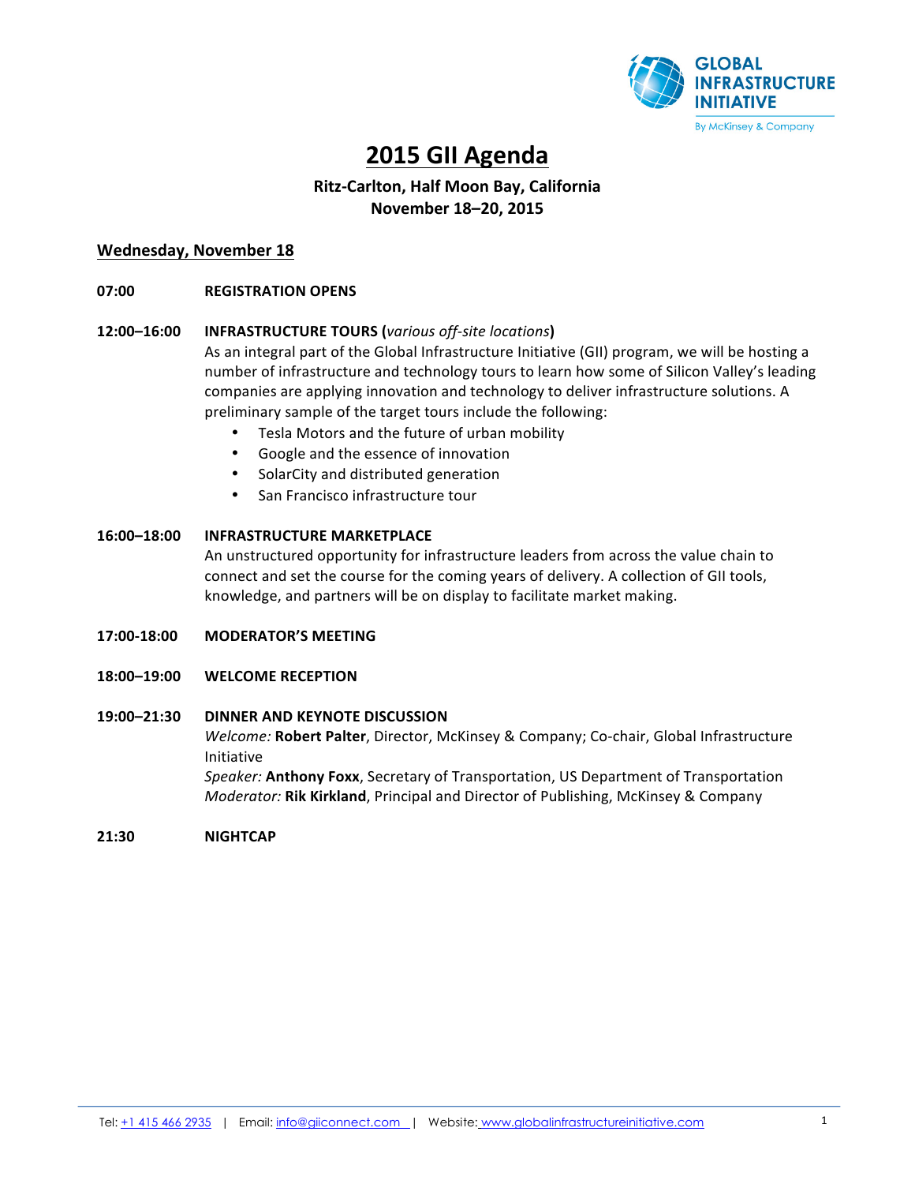# 2015 GII Agenda

**Ritz-Carlton, Half Moon Bay, California**
**November 18–20, 2015**

## Wednesday, November 18

**07:00** **REGISTRATION OPENS**

**12:00–16:00** **INFRASTRUCTURE TOURS (*various off-site locations*)**

As an integral part of the Global Infrastructure Initiative (GII) program, we will be hosting a number of infrastructure and technology tours to learn how some of Silicon Valley's leading companies are applying innovation and technology to deliver infrastructure solutions. A preliminary sample of the target tours include the following:

- Tesla Motors and the future of urban mobility
- Google and the essence of innovation
- SolarCity and distributed generation
- San Francisco infrastructure tour

**16:00–18:00** **INFRASTRUCTURE MARKETPLACE**

An unstructured opportunity for infrastructure leaders from across the value chain to connect and set the course for the coming years of delivery. A collection of GII tools, knowledge, and partners will be on display to facilitate market making.

**17:00-18:00** **MODERATOR'S MEETING**

**18:00–19:00** **WELCOME RECEPTION**

**19:00–21:30** **DINNER AND KEYNOTE DISCUSSION**

*Welcome:* **Robert Palter**, Director, McKinsey & Company; Co-chair, Global Infrastructure Initiative
*Speaker:* **Anthony Foxx**, Secretary of Transportation, US Department of Transportation
*Moderator:* **Rik Kirkland**, Principal and Director of Publishing, McKinsey & Company

**21:30** **NIGHTCAP**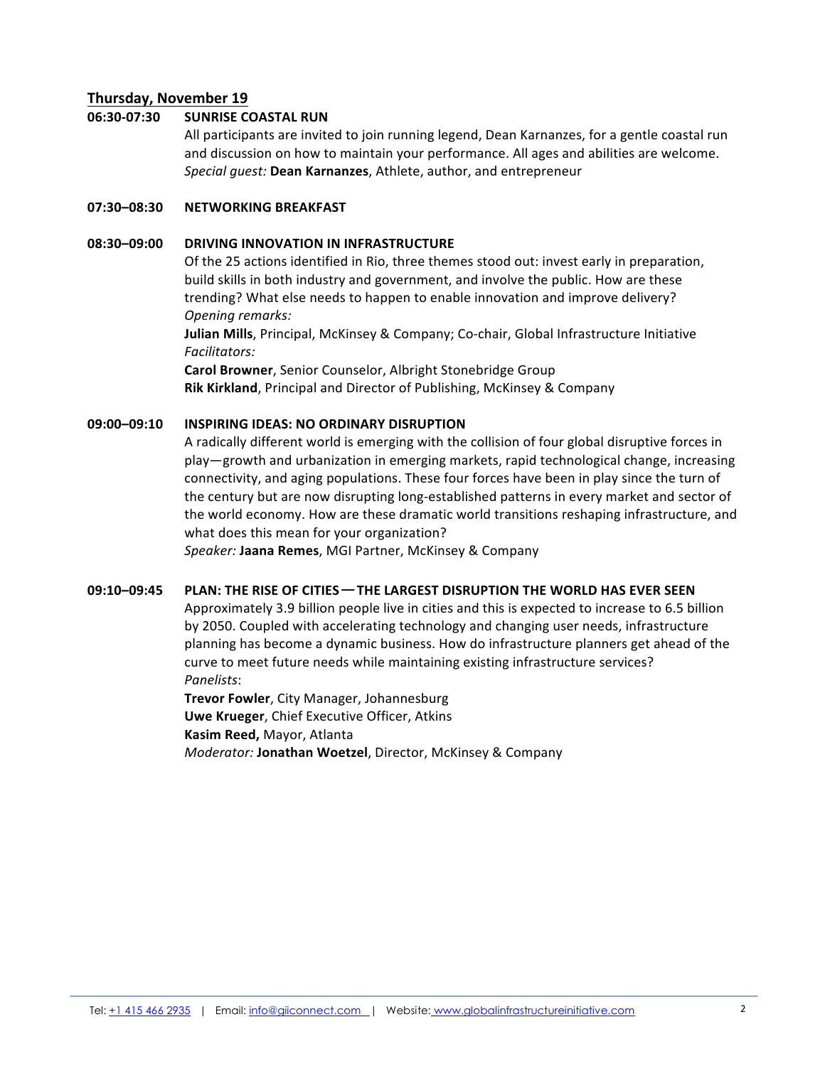## Thursday, November 19

**06:30-07:30 SUNRISE COASTAL RUN**

All participants are invited to join running legend, Dean Karnanzes, for a gentle coastal run and discussion on how to maintain your performance. All ages and abilities are welcome.
*Special guest:* **Dean Karnanzes**, Athlete, author, and entrepreneur

**07:30–08:30 NETWORKING BREAKFAST**

**08:30–09:00 DRIVING INNOVATION IN INFRASTRUCTURE**

Of the 25 actions identified in Rio, three themes stood out: invest early in preparation, build skills in both industry and government, and involve the public. How are these trending? What else needs to happen to enable innovation and improve delivery?
*Opening remarks:*
**Julian Mills**, Principal, McKinsey & Company; Co-chair, Global Infrastructure Initiative
*Facilitators:*
**Carol Browner**, Senior Counselor, Albright Stonebridge Group
**Rik Kirkland**, Principal and Director of Publishing, McKinsey & Company

**09:00–09:10 INSPIRING IDEAS: NO ORDINARY DISRUPTION**

A radically different world is emerging with the collision of four global disruptive forces in play—growth and urbanization in emerging markets, rapid technological change, increasing connectivity, and aging populations. These four forces have been in play since the turn of the century but are now disrupting long-established patterns in every market and sector of the world economy. How are these dramatic world transitions reshaping infrastructure, and what does this mean for your organization?
*Speaker:* **Jaana Remes**, MGI Partner, McKinsey & Company

**09:10–09:45 PLAN: THE RISE OF CITIES — THE LARGEST DISRUPTION THE WORLD HAS EVER SEEN**

Approximately 3.9 billion people live in cities and this is expected to increase to 6.5 billion by 2050. Coupled with accelerating technology and changing user needs, infrastructure planning has become a dynamic business. How do infrastructure planners get ahead of the curve to meet future needs while maintaining existing infrastructure services?
*Panelists*:
**Trevor Fowler**, City Manager, Johannesburg
**Uwe Krueger**, Chief Executive Officer, Atkins
**Kasim Reed,** Mayor, Atlanta
*Moderator:* **Jonathan Woetzel**, Director, McKinsey & Company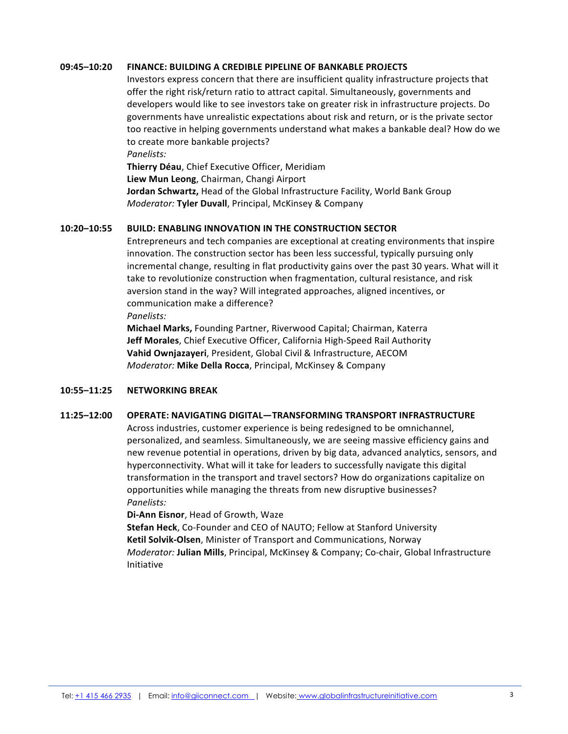**09:45–10:20 FINANCE: BUILDING A CREDIBLE PIPELINE OF BANKABLE PROJECTS**

Investors express concern that there are insufficient quality infrastructure projects that offer the right risk/return ratio to attract capital. Simultaneously, governments and developers would like to see investors take on greater risk in infrastructure projects. Do governments have unrealistic expectations about risk and return, or is the private sector too reactive in helping governments understand what makes a bankable deal? How do we to create more bankable projects?

*Panelists:*

**Thierry Déau**, Chief Executive Officer, Meridiam
**Liew Mun Leong**, Chairman, Changi Airport
**Jordan Schwartz,** Head of the Global Infrastructure Facility, World Bank Group
*Moderator:* **Tyler Duvall**, Principal, McKinsey & Company

**10:20–10:55 BUILD: ENABLING INNOVATION IN THE CONSTRUCTION SECTOR**

Entrepreneurs and tech companies are exceptional at creating environments that inspire innovation. The construction sector has been less successful, typically pursuing only incremental change, resulting in flat productivity gains over the past 30 years. What will it take to revolutionize construction when fragmentation, cultural resistance, and risk aversion stand in the way? Will integrated approaches, aligned incentives, or communication make a difference?

*Panelists:*

**Michael Marks,** Founding Partner, Riverwood Capital; Chairman, Katerra
**Jeff Morales**, Chief Executive Officer, California High-Speed Rail Authority
**Vahid Ownjazayeri**, President, Global Civil & Infrastructure, AECOM
*Moderator:* **Mike Della Rocca**, Principal, McKinsey & Company

**10:55–11:25 NETWORKING BREAK**

**11:25–12:00 OPERATE: NAVIGATING DIGITAL—TRANSFORMING TRANSPORT INFRASTRUCTURE**

Across industries, customer experience is being redesigned to be omnichannel, personalized, and seamless. Simultaneously, we are seeing massive efficiency gains and new revenue potential in operations, driven by big data, advanced analytics, sensors, and hyperconnectivity. What will it take for leaders to successfully navigate this digital transformation in the transport and travel sectors? How do organizations capitalize on opportunities while managing the threats from new disruptive businesses?

*Panelists:*

**Di-Ann Eisnor**, Head of Growth, Waze
**Stefan Heck**, Co-Founder and CEO of NAUTO; Fellow at Stanford University
**Ketil Solvik-Olsen**, Minister of Transport and Communications, Norway
*Moderator:* **Julian Mills**, Principal, McKinsey & Company; Co-chair, Global Infrastructure Initiative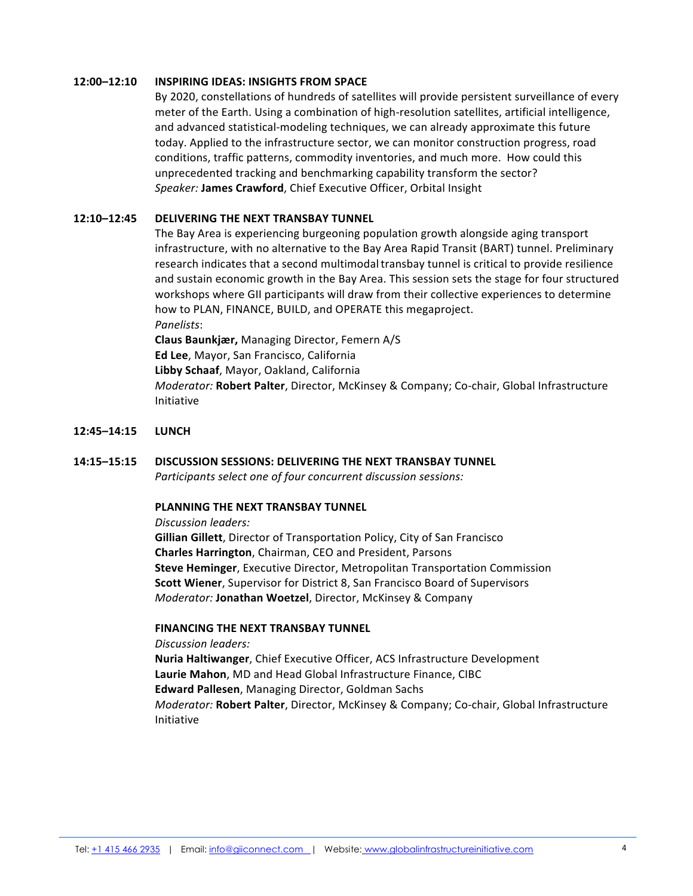**12:00–12:10 INSPIRING IDEAS: INSIGHTS FROM SPACE**

By 2020, constellations of hundreds of satellites will provide persistent surveillance of every meter of the Earth. Using a combination of high-resolution satellites, artificial intelligence, and advanced statistical-modeling techniques, we can already approximate this future today. Applied to the infrastructure sector, we can monitor construction progress, road conditions, traffic patterns, commodity inventories, and much more. How could this unprecedented tracking and benchmarking capability transform the sector?

*Speaker:* **James Crawford**, Chief Executive Officer, Orbital Insight

**12:10–12:45 DELIVERING THE NEXT TRANSBAY TUNNEL**

The Bay Area is experiencing burgeoning population growth alongside aging transport infrastructure, with no alternative to the Bay Area Rapid Transit (BART) tunnel. Preliminary research indicates that a second multimodal transbay tunnel is critical to provide resilience and sustain economic growth in the Bay Area. This session sets the stage for four structured workshops where GII participants will draw from their collective experiences to determine how to PLAN, FINANCE, BUILD, and OPERATE this megaproject.

*Panelists*:

**Claus Baunkjær,** Managing Director, Femern A/S
**Ed Lee**, Mayor, San Francisco, California
**Libby Schaaf**, Mayor, Oakland, California
*Moderator:* **Robert Palter**, Director, McKinsey & Company; Co-chair, Global Infrastructure Initiative

**12:45–14:15 LUNCH**

**14:15–15:15 DISCUSSION SESSIONS: DELIVERING THE NEXT TRANSBAY TUNNEL**

*Participants select one of four concurrent discussion sessions:*

**PLANNING THE NEXT TRANSBAY TUNNEL**

*Discussion leaders:*

**Gillian Gillett**, Director of Transportation Policy, City of San Francisco
**Charles Harrington**, Chairman, CEO and President, Parsons
**Steve Heminger**, Executive Director, Metropolitan Transportation Commission
**Scott Wiener**, Supervisor for District 8, San Francisco Board of Supervisors
*Moderator:* **Jonathan Woetzel**, Director, McKinsey & Company

**FINANCING THE NEXT TRANSBAY TUNNEL**

*Discussion leaders:*

**Nuria Haltiwanger**, Chief Executive Officer, ACS Infrastructure Development
**Laurie Mahon**, MD and Head Global Infrastructure Finance, CIBC
**Edward Pallesen**, Managing Director, Goldman Sachs
*Moderator:* **Robert Palter**, Director, McKinsey & Company; Co-chair, Global Infrastructure Initiative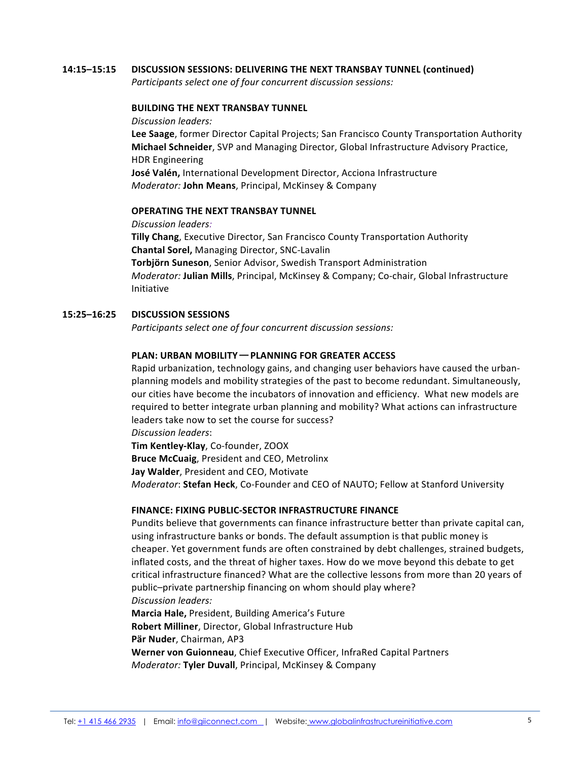**14:15–15:15 DISCUSSION SESSIONS: DELIVERING THE NEXT TRANSBAY TUNNEL (continued)**

*Participants select one of four concurrent discussion sessions:*

**BUILDING THE NEXT TRANSBAY TUNNEL**

*Discussion leaders:*

**Lee Saage**, former Director Capital Projects; San Francisco County Transportation Authority
**Michael Schneider**, SVP and Managing Director, Global Infrastructure Advisory Practice, HDR Engineering
**José Valén,** International Development Director, Acciona Infrastructure
*Moderator:* **John Means**, Principal, McKinsey & Company

**OPERATING THE NEXT TRANSBAY TUNNEL**

*Discussion leaders:*

**Tilly Chang**, Executive Director, San Francisco County Transportation Authority
**Chantal Sorel,** Managing Director, SNC-Lavalin
**Torbjörn Suneson**, Senior Advisor, Swedish Transport Administration
*Moderator:* **Julian Mills**, Principal, McKinsey & Company; Co-chair, Global Infrastructure Initiative

**15:25–16:25 DISCUSSION SESSIONS**

*Participants select one of four concurrent discussion sessions:*

**PLAN: URBAN MOBILITY — PLANNING FOR GREATER ACCESS**

Rapid urbanization, technology gains, and changing user behaviors have caused the urban-planning models and mobility strategies of the past to become redundant. Simultaneously, our cities have become the incubators of innovation and efficiency. What new models are required to better integrate urban planning and mobility? What actions can infrastructure leaders take now to set the course for success?

*Discussion leaders*:

**Tim Kentley-Klay**, Co-founder, ZOOX
**Bruce McCuaig**, President and CEO, Metrolinx
**Jay Walder**, President and CEO, Motivate
*Moderator*: **Stefan Heck**, Co-Founder and CEO of NAUTO; Fellow at Stanford University

**FINANCE: FIXING PUBLIC-SECTOR INFRASTRUCTURE FINANCE**

Pundits believe that governments can finance infrastructure better than private capital can, using infrastructure banks or bonds. The default assumption is that public money is cheaper. Yet government funds are often constrained by debt challenges, strained budgets, inflated costs, and the threat of higher taxes. How do we move beyond this debate to get critical infrastructure financed? What are the collective lessons from more than 20 years of public–private partnership financing on whom should play where?

*Discussion leaders:*

**Marcia Hale,** President, Building America's Future
**Robert Milliner**, Director, Global Infrastructure Hub
**Pär Nuder**, Chairman, AP3
**Werner von Guionneau**, Chief Executive Officer, InfraRed Capital Partners
*Moderator:* **Tyler Duvall**, Principal, McKinsey & Company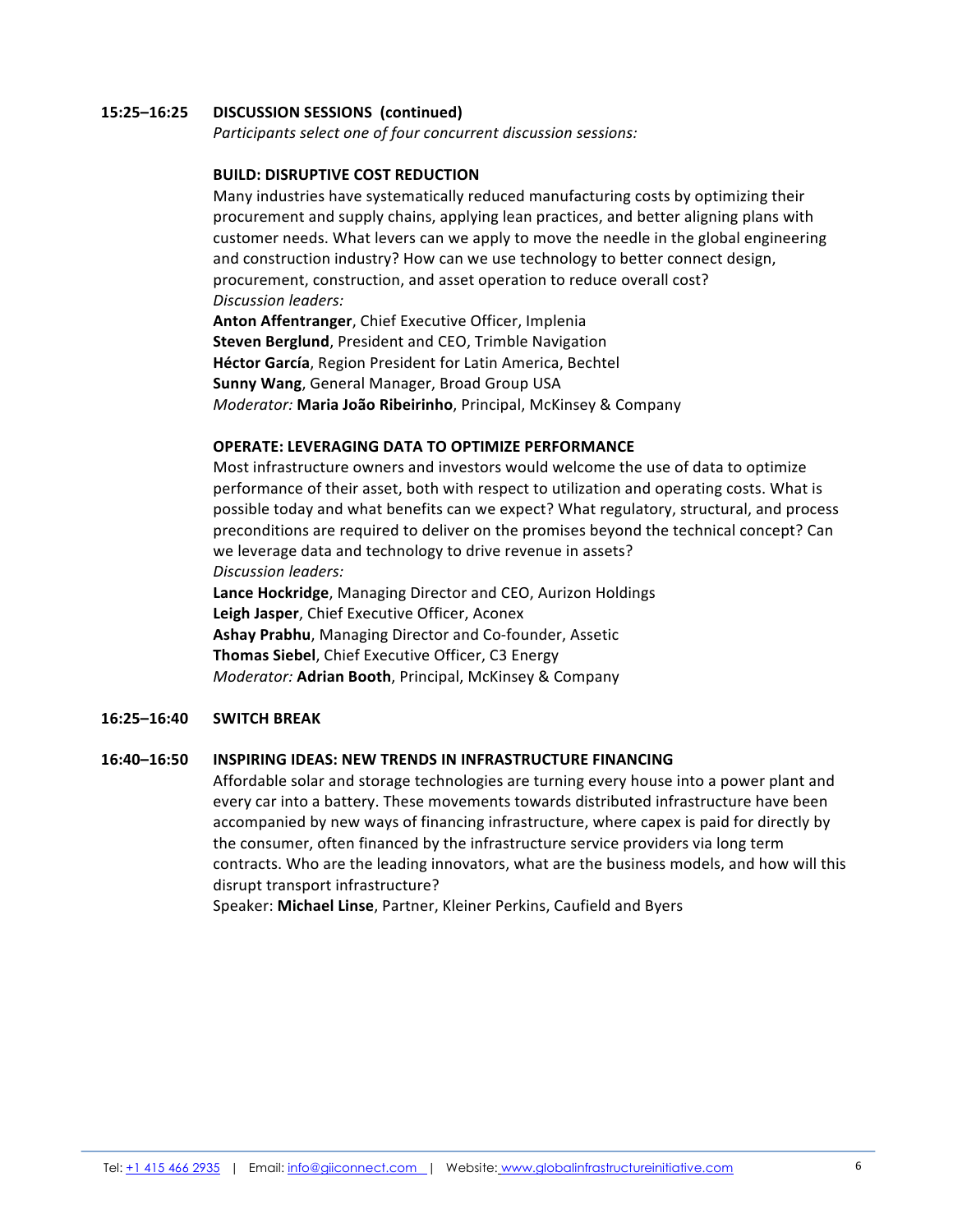**15:25–16:25 DISCUSSION SESSIONS (continued)**

*Participants select one of four concurrent discussion sessions:*

**BUILD: DISRUPTIVE COST REDUCTION**

Many industries have systematically reduced manufacturing costs by optimizing their procurement and supply chains, applying lean practices, and better aligning plans with customer needs. What levers can we apply to move the needle in the global engineering and construction industry? How can we use technology to better connect design, procurement, construction, and asset operation to reduce overall cost?

*Discussion leaders:*

**Anton Affentranger**, Chief Executive Officer, Implenia
**Steven Berglund**, President and CEO, Trimble Navigation
**Héctor García**, Region President for Latin America, Bechtel
**Sunny Wang**, General Manager, Broad Group USA
*Moderator:* **Maria João Ribeirinho**, Principal, McKinsey & Company

**OPERATE: LEVERAGING DATA TO OPTIMIZE PERFORMANCE**

Most infrastructure owners and investors would welcome the use of data to optimize performance of their asset, both with respect to utilization and operating costs. What is possible today and what benefits can we expect? What regulatory, structural, and process preconditions are required to deliver on the promises beyond the technical concept? Can we leverage data and technology to drive revenue in assets?

*Discussion leaders:*

**Lance Hockridge**, Managing Director and CEO, Aurizon Holdings
**Leigh Jasper**, Chief Executive Officer, Aconex
**Ashay Prabhu**, Managing Director and Co-founder, Assetic
**Thomas Siebel**, Chief Executive Officer, C3 Energy
*Moderator:* **Adrian Booth**, Principal, McKinsey & Company

**16:25–16:40 SWITCH BREAK**

**16:40–16:50 INSPIRING IDEAS: NEW TRENDS IN INFRASTRUCTURE FINANCING**

Affordable solar and storage technologies are turning every house into a power plant and every car into a battery. These movements towards distributed infrastructure have been accompanied by new ways of financing infrastructure, where capex is paid for directly by the consumer, often financed by the infrastructure service providers via long term contracts. Who are the leading innovators, what are the business models, and how will this disrupt transport infrastructure?

Speaker: **Michael Linse**, Partner, Kleiner Perkins, Caufield and Byers

Tel: +1 415 466 2935 | Email: info@giiconnect.com | Website: www.globalinfrastructureinitiative.com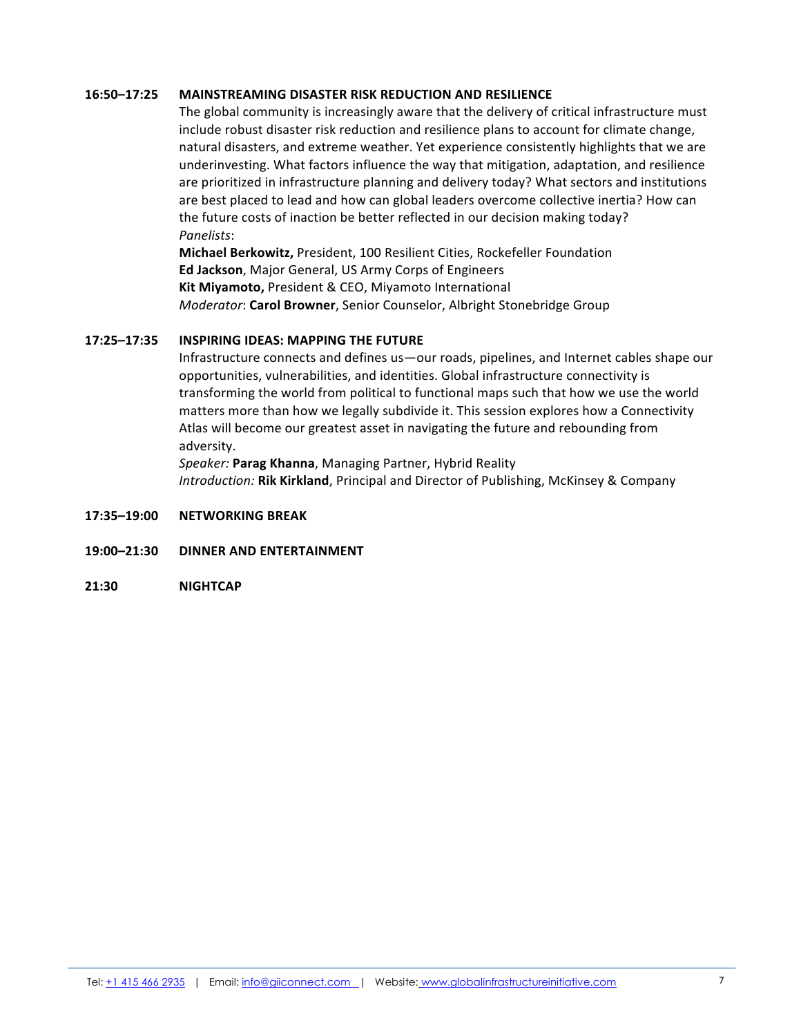**16:50–17:25 MAINSTREAMING DISASTER RISK REDUCTION AND RESILIENCE**

The global community is increasingly aware that the delivery of critical infrastructure must include robust disaster risk reduction and resilience plans to account for climate change, natural disasters, and extreme weather. Yet experience consistently highlights that we are underinvesting. What factors influence the way that mitigation, adaptation, and resilience are prioritized in infrastructure planning and delivery today? What sectors and institutions are best placed to lead and how can global leaders overcome collective inertia? How can the future costs of inaction be better reflected in our decision making today?

*Panelists*:

**Michael Berkowitz,** President, 100 Resilient Cities, Rockefeller Foundation
**Ed Jackson**, Major General, US Army Corps of Engineers
**Kit Miyamoto,** President & CEO, Miyamoto International
*Moderator*: **Carol Browner**, Senior Counselor, Albright Stonebridge Group

**17:25–17:35 INSPIRING IDEAS: MAPPING THE FUTURE**

Infrastructure connects and defines us—our roads, pipelines, and Internet cables shape our opportunities, vulnerabilities, and identities. Global infrastructure connectivity is transforming the world from political to functional maps such that how we use the world matters more than how we legally subdivide it. This session explores how a Connectivity Atlas will become our greatest asset in navigating the future and rebounding from adversity.

*Speaker:* **Parag Khanna**, Managing Partner, Hybrid Reality
*Introduction:* **Rik Kirkland**, Principal and Director of Publishing, McKinsey & Company

**17:35–19:00 NETWORKING BREAK**

**19:00–21:30 DINNER AND ENTERTAINMENT**

**21:30 NIGHTCAP**

Tel: +1 415 466 2935 | Email: info@giiconnect.com | Website: www.globalinfrastructureinitiative.com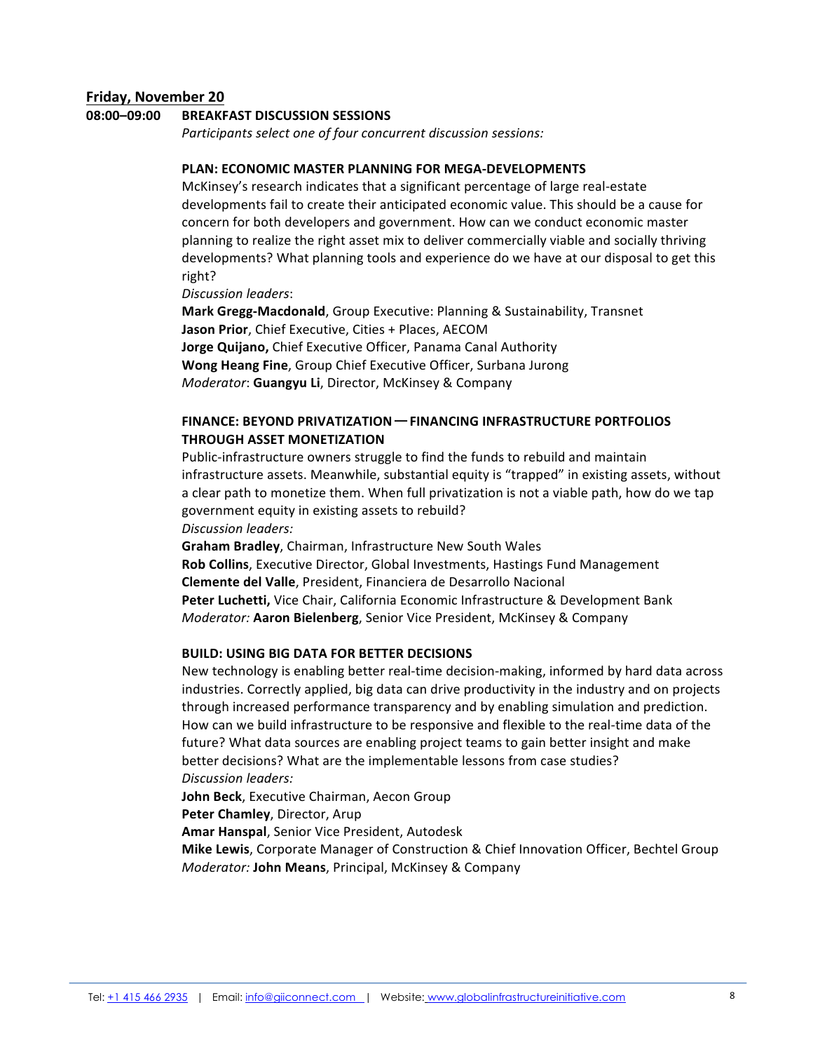## Friday, November 20

**08:00–09:00** **BREAKFAST DISCUSSION SESSIONS**

*Participants select one of four concurrent discussion sessions:*

**PLAN: ECONOMIC MASTER PLANNING FOR MEGA-DEVELOPMENTS**

McKinsey's research indicates that a significant percentage of large real-estate developments fail to create their anticipated economic value. This should be a cause for concern for both developers and government. How can we conduct economic master planning to realize the right asset mix to deliver commercially viable and socially thriving developments? What planning tools and experience do we have at our disposal to get this right?

*Discussion leaders*:

**Mark Gregg-Macdonald**, Group Executive: Planning & Sustainability, Transnet
**Jason Prior**, Chief Executive, Cities + Places, AECOM
**Jorge Quijano,** Chief Executive Officer, Panama Canal Authority
**Wong Heang Fine**, Group Chief Executive Officer, Surbana Jurong
*Moderator*: **Guangyu Li**, Director, McKinsey & Company

**FINANCE: BEYOND PRIVATIZATION — FINANCING INFRASTRUCTURE PORTFOLIOS THROUGH ASSET MONETIZATION**

Public-infrastructure owners struggle to find the funds to rebuild and maintain infrastructure assets. Meanwhile, substantial equity is "trapped" in existing assets, without a clear path to monetize them. When full privatization is not a viable path, how do we tap government equity in existing assets to rebuild?

*Discussion leaders:*

**Graham Bradley**, Chairman, Infrastructure New South Wales
**Rob Collins**, Executive Director, Global Investments, Hastings Fund Management
**Clemente del Valle**, President, Financiera de Desarrollo Nacional
**Peter Luchetti,** Vice Chair, California Economic Infrastructure & Development Bank
*Moderator:* **Aaron Bielenberg**, Senior Vice President, McKinsey & Company

**BUILD: USING BIG DATA FOR BETTER DECISIONS**

New technology is enabling better real-time decision-making, informed by hard data across industries. Correctly applied, big data can drive productivity in the industry and on projects through increased performance transparency and by enabling simulation and prediction. How can we build infrastructure to be responsive and flexible to the real-time data of the future? What data sources are enabling project teams to gain better insight and make better decisions? What are the implementable lessons from case studies?

*Discussion leaders:*

**John Beck**, Executive Chairman, Aecon Group
**Peter Chamley**, Director, Arup
**Amar Hanspal**, Senior Vice President, Autodesk
**Mike Lewis**, Corporate Manager of Construction & Chief Innovation Officer, Bechtel Group
*Moderator:* **John Means**, Principal, McKinsey & Company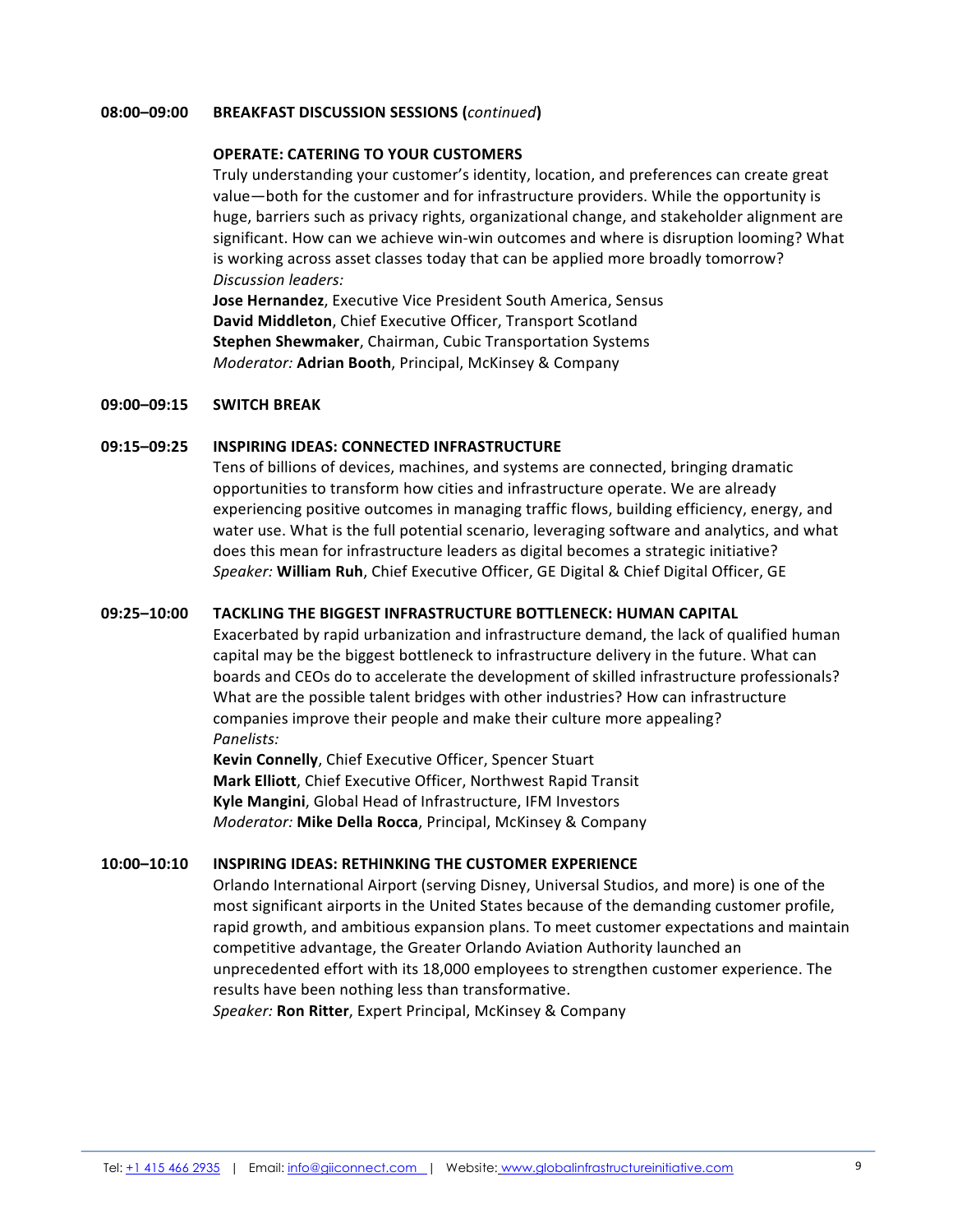**08:00–09:00** **BREAKFAST DISCUSSION SESSIONS (*continued*)**

**OPERATE: CATERING TO YOUR CUSTOMERS**

Truly understanding your customer's identity, location, and preferences can create great value—both for the customer and for infrastructure providers. While the opportunity is huge, barriers such as privacy rights, organizational change, and stakeholder alignment are significant. How can we achieve win-win outcomes and where is disruption looming? What is working across asset classes today that can be applied more broadly tomorrow?

*Discussion leaders:*

**Jose Hernandez**, Executive Vice President South America, Sensus
**David Middleton**, Chief Executive Officer, Transport Scotland
**Stephen Shewmaker**, Chairman, Cubic Transportation Systems
*Moderator:* **Adrian Booth**, Principal, McKinsey & Company

**09:00–09:15** **SWITCH BREAK**

**09:15–09:25** **INSPIRING IDEAS: CONNECTED INFRASTRUCTURE**

Tens of billions of devices, machines, and systems are connected, bringing dramatic opportunities to transform how cities and infrastructure operate. We are already experiencing positive outcomes in managing traffic flows, building efficiency, energy, and water use. What is the full potential scenario, leveraging software and analytics, and what does this mean for infrastructure leaders as digital becomes a strategic initiative?

*Speaker:* **William Ruh**, Chief Executive Officer, GE Digital & Chief Digital Officer, GE

**09:25–10:00** **TACKLING THE BIGGEST INFRASTRUCTURE BOTTLENECK: HUMAN CAPITAL**

Exacerbated by rapid urbanization and infrastructure demand, the lack of qualified human capital may be the biggest bottleneck to infrastructure delivery in the future. What can boards and CEOs do to accelerate the development of skilled infrastructure professionals? What are the possible talent bridges with other industries? How can infrastructure companies improve their people and make their culture more appealing?

*Panelists:*

**Kevin Connelly**, Chief Executive Officer, Spencer Stuart
**Mark Elliott**, Chief Executive Officer, Northwest Rapid Transit
**Kyle Mangini**, Global Head of Infrastructure, IFM Investors
*Moderator:* **Mike Della Rocca**, Principal, McKinsey & Company

**10:00–10:10** **INSPIRING IDEAS: RETHINKING THE CUSTOMER EXPERIENCE**

Orlando International Airport (serving Disney, Universal Studios, and more) is one of the most significant airports in the United States because of the demanding customer profile, rapid growth, and ambitious expansion plans. To meet customer expectations and maintain competitive advantage, the Greater Orlando Aviation Authority launched an unprecedented effort with its 18,000 employees to strengthen customer experience. The results have been nothing less than transformative.

*Speaker:* **Ron Ritter**, Expert Principal, McKinsey & Company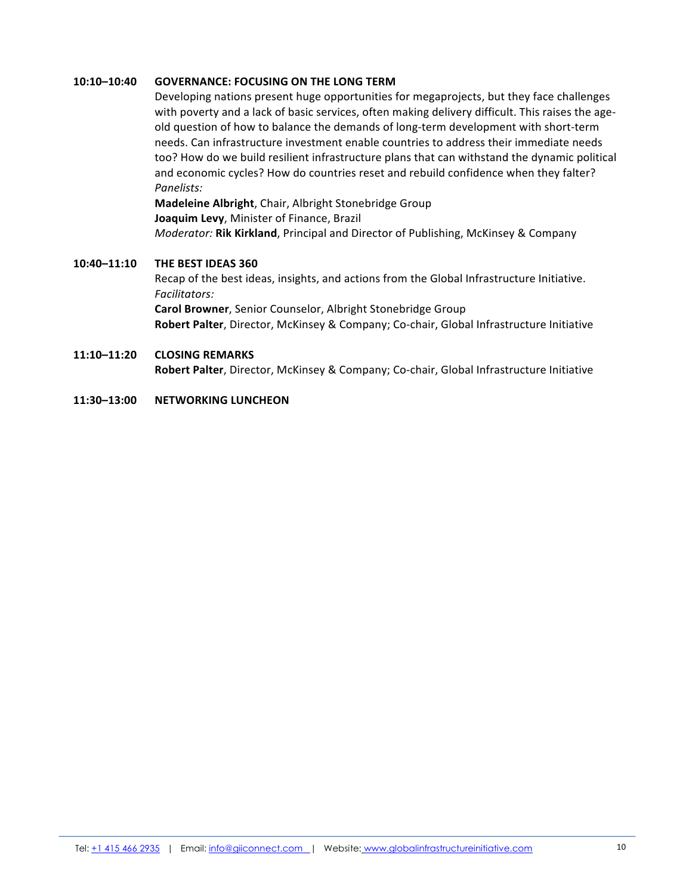**10:10–10:40** **GOVERNANCE: FOCUSING ON THE LONG TERM**

Developing nations present huge opportunities for megaprojects, but they face challenges with poverty and a lack of basic services, often making delivery difficult. This raises the age-old question of how to balance the demands of long-term development with short-term needs. Can infrastructure investment enable countries to address their immediate needs too? How do we build resilient infrastructure plans that can withstand the dynamic political and economic cycles? How do countries reset and rebuild confidence when they falter?

*Panelists:*

**Madeleine Albright**, Chair, Albright Stonebridge Group
**Joaquim Levy**, Minister of Finance, Brazil
*Moderator:* **Rik Kirkland**, Principal and Director of Publishing, McKinsey & Company

**10:40–11:10** **THE BEST IDEAS 360**

Recap of the best ideas, insights, and actions from the Global Infrastructure Initiative.

*Facilitators:*

**Carol Browner**, Senior Counselor, Albright Stonebridge Group
**Robert Palter**, Director, McKinsey & Company; Co-chair, Global Infrastructure Initiative

**11:10–11:20** **CLOSING REMARKS**

**Robert Palter**, Director, McKinsey & Company; Co-chair, Global Infrastructure Initiative

**11:30–13:00** **NETWORKING LUNCHEON**

Tel: +1 415 466 2935 | Email: info@giiconnect.com | Website: www.globalinfrastructureinitiative.com